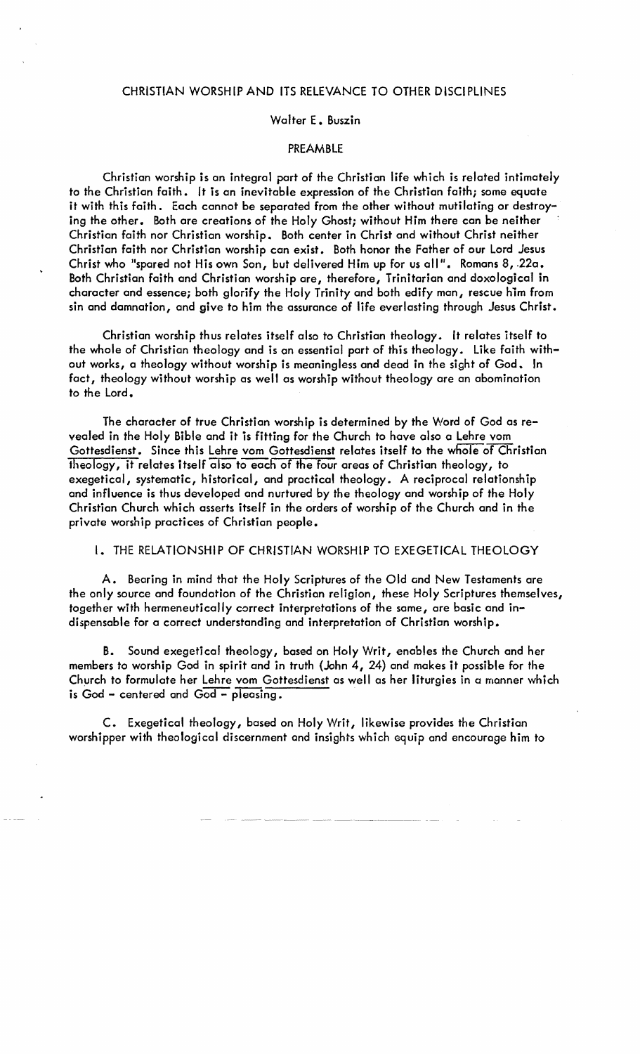# CHRISTIAN WORSHIP AND ITS RELEVANCE TO OTHER DISCIPLINES

Walter E. Buszin

## PREAMBLE

Christian worship is an integral part of the Christian life which is related intimately to the Christian faith. It is an inevitable expression of the Christian faith; some equate it with this faith. Each cannot be separated from the other without mutilating or destroying the other. Both are creations of the Holy Ghost; without Him there can be neither Christian faith nor Christian worship. Both center in Christ and without Christ neither Christian faith nor Christian worship can exist. Both honor the Father of our Lord Jesus Christ who "spared not His own Son, but delivered Him up for us all". Romans 8, 22a. Both Christian faith and Christian worship are, therefore, Trinitarian and doxological in character and essence; both glorify the Holy Trinity and both edify man, rescue him from sin and damnation, and give to him the assurance of life everlasting through Jesus Christ.

Christian worship thus relates itself also to Christian theology. It relates itself to the whole of Christian theology and is an essential part of this theology. Like faith without works, a theology without worship is meaningless and dead in the sight of God. In fact, theology without worship as well as worship without theology are an abomination to the Lord.

The character of true Christian worship is determined by the Word of God as revealed in the Holy Bible and it is fitting for the Church to have also a Lehre vom Gottesdienst. Since this Lehre vom Gottesdienst relates itself to the whole of Christian theology, it relates itself also to each of the four areas of Christian theology, to exegetical, systematic, historical, and practical theology. A reciprocal relationship and influence is thus developed and nurtured by the theology and worship of the Holy Christian Church which asserts itself in the orders of worship of the Church and in the private worship practices of Christian people.

## I. THE RELATIONSHIP OF CHRISTIAN WORSHIP TO EXEGETICAL THEOLOGY

A. Bearing in mind that the Holy Scriptures of the Old and New Testaments are the only source and foundation of the Christian religion, these Holy Scriptures themselves, together with hermeneutically correct interpretations of the same, are basic and indispensable for a correct understanding and interpretation of Christian worship.

B. Sound exegetical theology, based on Holy Writ, enables the Church and her members to worship God in spirit and in truth (John 4, 24) and makes it possible for the Church to formulate her Lehre vom Gottesdienst as well as her liturgies in a manner which is God - centered and God - pleasing.

C. Exegetical theology, based on Holy Writ, likewise provides the Christian worshipper with theological discernment and insights which equip and encourage him to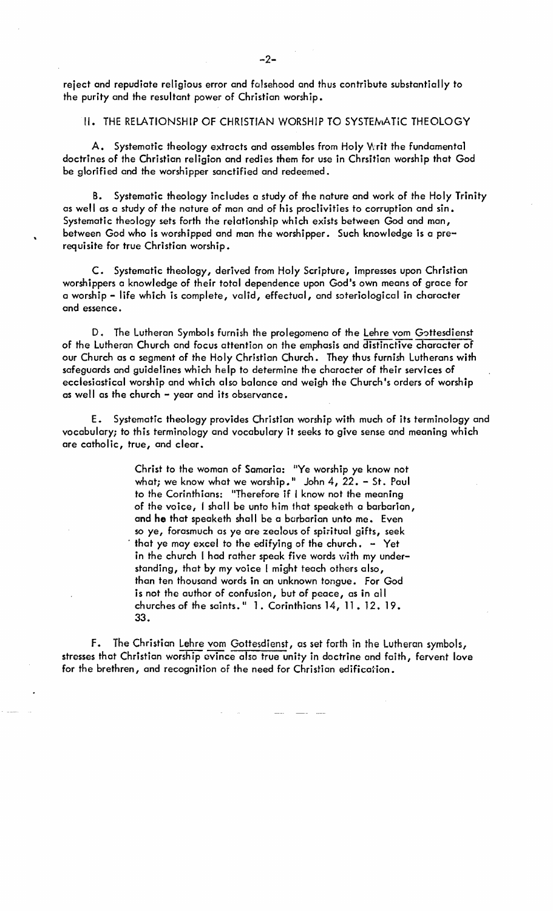reject and repudiate religious error and falsehood and thus contribute substantially to the purity and the resultant power of Christian worship.

## II. THE RELATIONSHIP OF CHRISTIAN WORSHIP TO SYSTEMATIC THEOLOGY

A. Systematic theology extracts and assembles from Holy Writ the fundamental doctrines of the Christian religion and redies them for use in Chrsitian worship that God be glorified and the worshipper sanctified and redeemed.

B. Systematic theology includes a study of the nature and work of the Holy Trinity as well as a study of the nature of man and of his proclivities to corruption and sin. Systematic theology sets forth the relationship which exists between God and man, between God who is worshipped and man the worshipper. Such knowledge is a prerequisite for true Christian worship.

C. Systematic theology, derived from Holy Scripture, impresses upon Christian worshippers a knowledge of their total dependence upon God's own means of grace for a worship - life which is complete, valid, effectual, and soteriological in character and essence.

D. The Lutheran Symbols furnish the prolegomena of the <u>Lehre vom Gottesdienst</u> of the Lutheran Church and focus attention on the emphasis and <u>distinctive character of</u> our Church as a segment of the Holy Christian Church. They thus furnish Lutherans with safeguards and guidelines which help to determine the character of their services of ecclesiastical worship and which also balance and weigh the Church's orders of worship as well as the church - year and its observance.

E. Systematic theology provides Christian worship with much of its terminology and vocabulary; to this terminology and vocabulary it seeks to give sense and meaning which are catholic, true, and clear.

> Christ to the woman of Samaria: "Ye worship ye know not what; we know what we worship." John 4, 22. - St. Paul to the Corinthians: "Therefore if I know not the meaning of the voice, I shall be unto him that speaketh a barbarian, and he that speaketh shall be a barbarian unto me. Even so ye, forasmuch as ye are zealous of spiritual gifts, seek that ye may excel to the edifying of the church. - Yet in the church I had rather speak five words with my understanding, that by my voice I might teach others also, than ten thousand words in an unknown tongue. For God is not the author of confusion, but of peace, as in all churches of the saints." 1. Corinthians 14, 11. 12. 19. 33.

F. The Christian <u>Lehre vom Gottesdienst</u>, as set forth in the Lutheran symbols, stresses that Christian <u>worship evince also true unity</u> in doctrine and faith, fervent love for the brethren, and recognition of the need for Christian edification.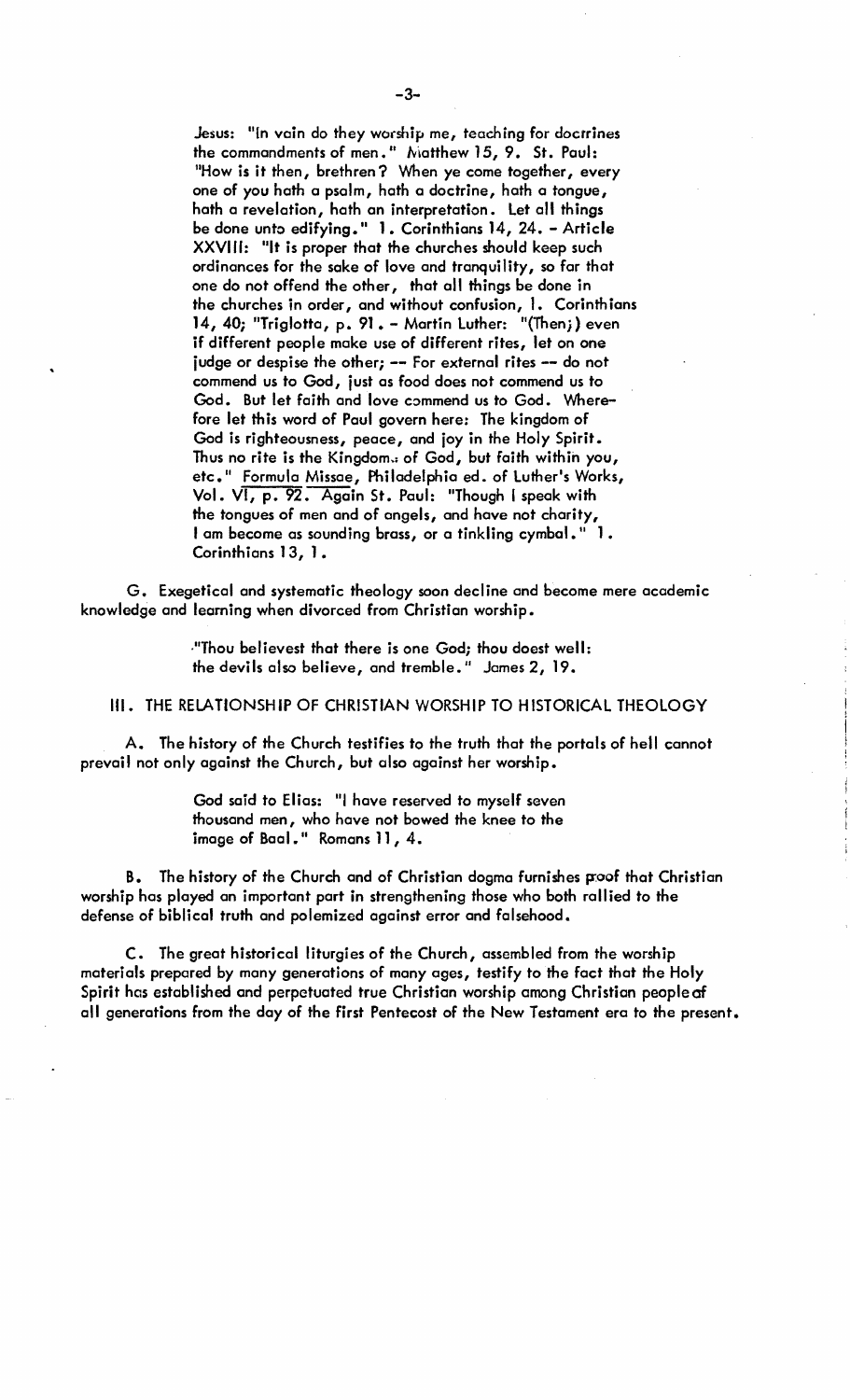Jesus: "In vain do they worship me, teaching for doctrines the commandments of men." Matthew 15, 9. St. Paul: "How is it then, brethren? When ye come together, every one of you hath a psalm, hath a doctrine, hath a tongue, hath a revelation, hath an interpretation. Let all things be done unto edifying." 1. Corinthians 14, 24. - Article XXVIII: "It is proper that the churches should keep such ordinances for the sake of love and tranquility, so far that one do not offend the other, that all things be done in the churches in order, and without confusion, 1. Corinthians 14, 40; "Triglotta, p. 91. - Martin Luther: "(Then;) even if different people make use of different rites, let on one judge or despise the other; -- For external rites -- do not commend us to God, just as food does not commend us to God. But let faith and love commend us to God. Wherefore let this word of Paul govern here: The kingdom of God is righteousness, peace, and joy in the Holy Spirit. Thus no rite is the Kingdom of God, but faith within you, etc." Formula Missae, Philadelphia ed. of Luther's Works, Vol. VI, p. 92. Again St. Paul: "Though I speak with the tongues of men and of angels, and have not charity, I am become as sounding brass, or a tinkling cymbal." 1. Corinthians 13, 1.

G. Exegetical and systematic theology soon decline and become mere academic knowledge and learning when divorced from Christian worship.

> "Thou believest that there is one God; thou doest well: the devils also believe, and tremble." James 2, 19.

## III. THE RELATIONSHIP OF CHRISTIAN WORSHIP TO HISTORICAL THEOLOGY

A. The history of the Church testifies to the truth that the portals of hell cannot prevail not only against the Church, but also against her worship.

> God said to Elias: "I have reserved to myself seven thousand men, who have not bowed the knee to the image of Baal." Romans 11, 4.

B. The history of the Church and of Christian dogma furnishes proof that Christian worship has played an important part in strengthening those who both rallied to the defense of biblical truth and polemized against error and falsehood.

C. The great historical liturgies of the Church, assembled from the worship materials prepared by many generations of many ages, testify to the fact that the Holy Spirit has established and perpetuated true Christian worship among Christian people of all generations from the day of the first Pentecost of the New Testament era to the present.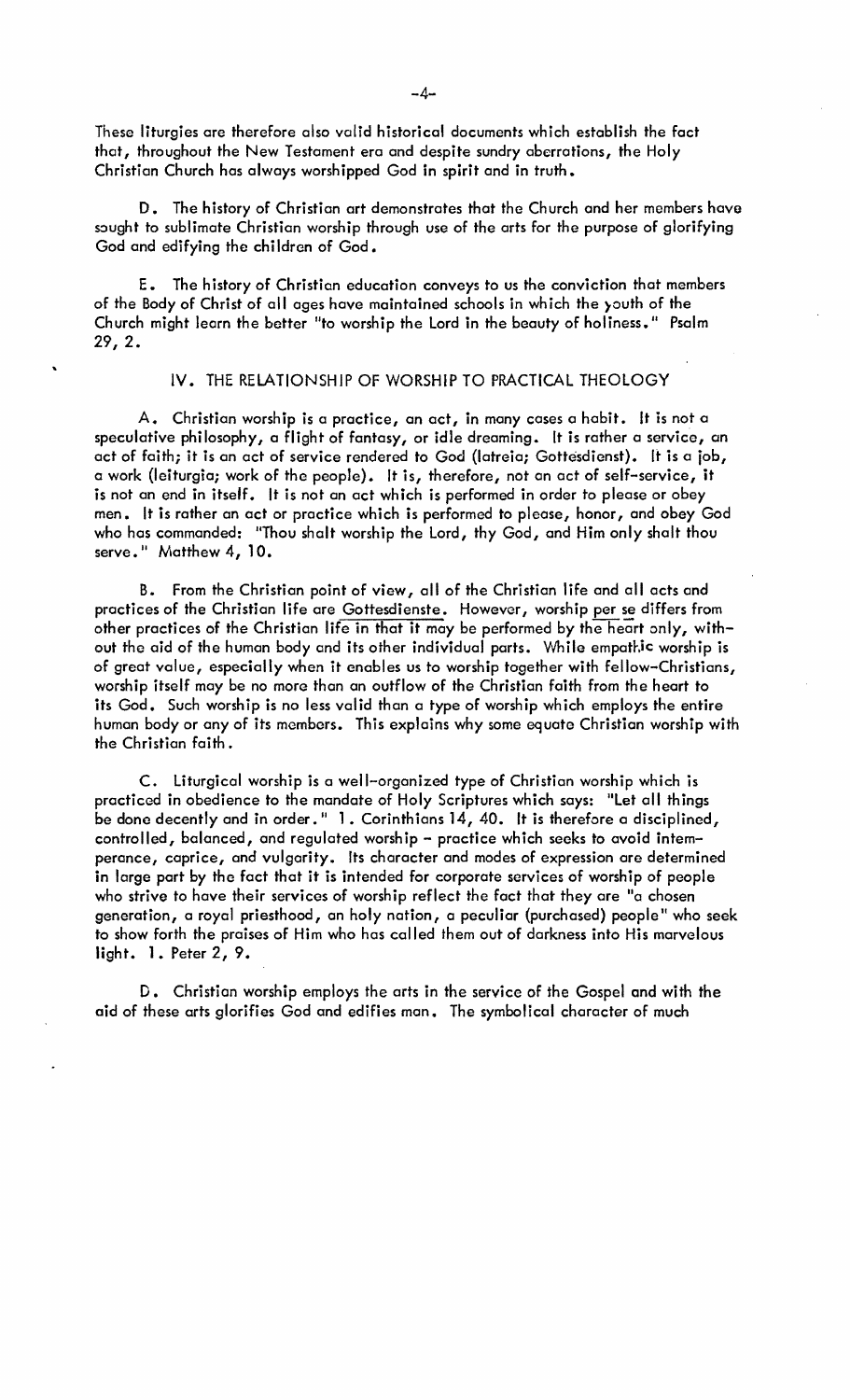These liturgies are therefore also valid historical documents which establish the fact that, throughout the New Testament era and despite sundry aberrations, the Holy Christian Church has always worshipped God in spirit and in truth.

D. The history of Christian art demonstrates that the Church and her members have sought to sublimate Christian worship through use of the arts for the purpose of glorifying God and edifying the children of God.

E. The history of Christian education conveys to us the conviction that members of the Body of Christ of all ages have maintained schools in which the youth of the Church might learn the better "to worship the Lord in the beauty of holiness." Psalm 29, 2.

## IV. THE RELATIONSHIP OF WORSHIP TO PRACTICAL THEOLOGY

A. Christian worship is a practice, an act, in many cases a habit. It is not a speculative philosophy, a flight of fantasy, or idle dreaming. It is rather a service, an act of faith; it is an act of service rendered to God (latreia; Gottesdienst). It is a job, a work (leiturgia; work of the people). It is, therefore, not an act of self-service, it is not an end in itself. It is not an act which is performed in order to please or obey men. It is rather an act or practice which is performed to please, honor, and obey God who has commanded: "Thou shalt worship the Lord, thy God, and Him only shalt thou serve." Matthew 4, 10.

B. From the Christian point of view, all of the Christian life and all acts and practices of the Christian life are Gottesdienste. However, worship per se differs from other practices of the Christian life in that it may be performed by the heart only, without the aid of the human body and its other individual parts. While empathic worship is of great value, especially when it enables us to worship together with fellow-Christians, worship itself may be no more than an outflow of the Christian faith from the heart to its God. Such worship is no less valid than a type of worship which employs the entire human body or any of its members. This explains why some equate Christian worship with the Christian faith.

C. Liturgical worship is a well-organized type of Christian worship which is practiced in obedience to the mandate of Holy Scriptures which says: "Let all things be done decently and in order." 1. Corinthians 14, 40. It is therefore a disciplined, controlled, balanced, and regulated worship - practice which seeks to avoid intemperance, caprice, and vulgarity. Its character and modes of expression are determined in large part by the fact that it is intended for corporate services of worship of people who strive to have their services of worship reflect the fact that they are "a chosen generation, a royal priesthood, an holy nation, a peculiar (purchased) people" who seek to show forth the praises of Him who has called them out of darkness into His marvelous light. 1. Peter 2, 9.

D. Christian worship employs the arts in the service of the Gospel and with the aid of these arts glorifies God and edifies man. The symbolical character of much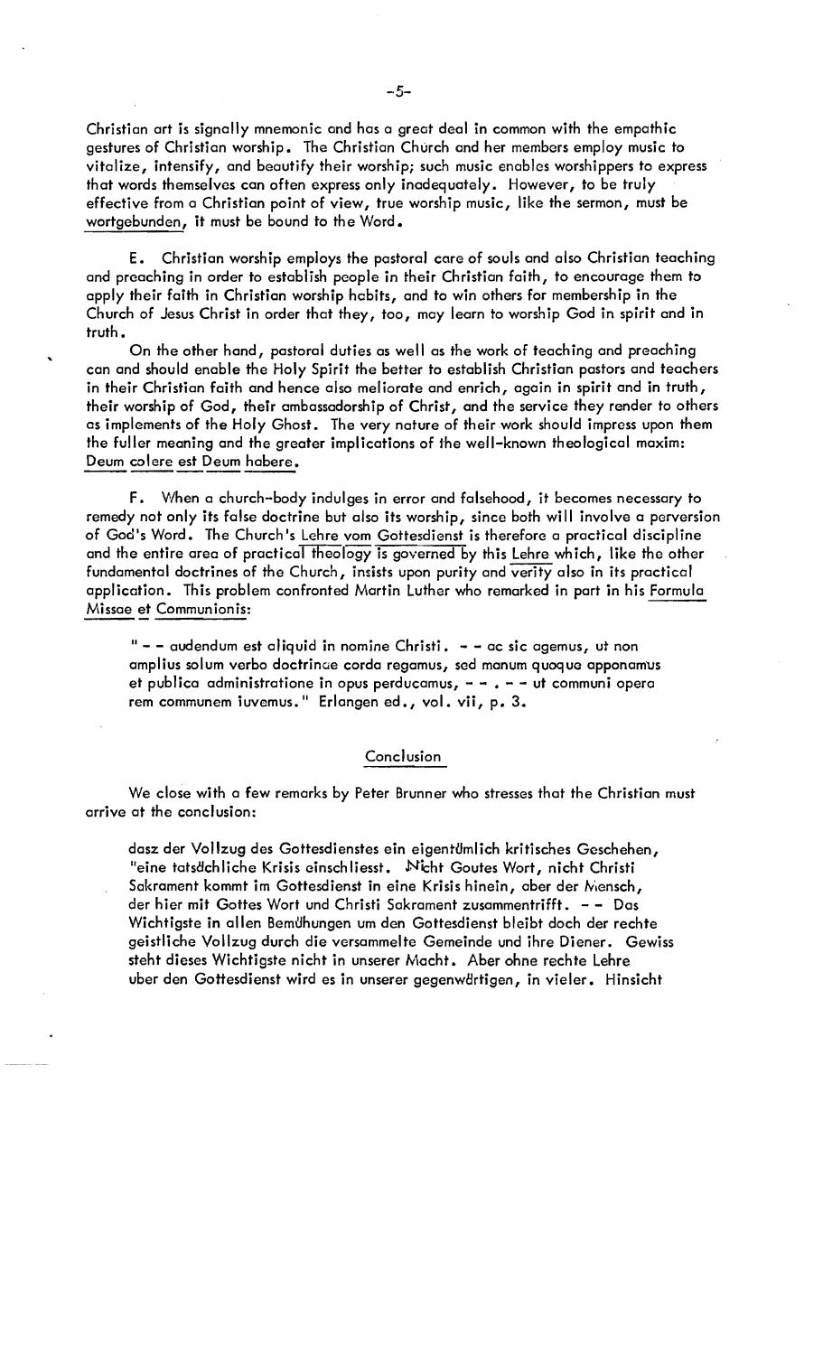Christian art is signally mnemonic and has a great deal in common with the empathic gestures of Christian worship. The Christian Church and her members employ music to vitalize, intensify, and beautify their worship; such music enables worshippers to express that words themselves can often express only inadequately. However, to be truly effective from a Christian point of view, true worship music, like the sermon, must be wortgebunden, it must be bound to the Word.

E. Christian worship employs the pastoral care of souls and also Christian teaching and preaching in order to establish people in their Christian faith, to encourage them to apply their faith in Christian worship habits, and to win others for membership in the Church of Jesus Christ in order that they, too, may learn to worship God in spirit and in truth.

On the other hand, pastoral duties as well as the work of teaching and preaching can and should enable the Holy Spirit the better to establish Christian pastors and teachers in their Christian faith and hence also meliorate and enrich, again in spirit and in truth, their worship of God, their ambassadorship of Christ, and the service they render to others as implements of the Holy Ghost. The very nature of their work should impress upon them the fuller meaning and the greater implications of the well-known theological maxim: Deum colere est Deum habere.

F. When a church-body indulges in error and falsehood, it becomes necessary to remedy not only its false doctrine but also its worship, since both will involve a perversion of God's Word. The Church's Lehre vom Gottesdienst is therefore a practical discipline and the entire area of practical theology is governed by this Lehre which, like the other fundamental doctrines of the Church, insists upon purity and verity also in its practical application. This problem confronted Martin Luther who remarked in part in his Formula Missae et Communionis:

> " - - audendum est aliquid in nomine Christi. - - ac sic agemus, ut non amplius solum verbo doctrinae corda regamus, sed manum quoque apponamus et publica administratione in opus perducamus, - - . - - ut communi opera rem communem iuvemus." Erlangen ed., vol. vii, p. 3.

## Conclusion

We close with a few remarks by Peter Brunner who stresses that the Christian must arrive at the conclusion:

> dasz der Vollzug des Gottesdienstes ein eigentümlich kritisches Geschehen, "eine tatsächliche Krisis einschliesst. Nicht Goutes Wort, nicht Christi Sakrament kommt im Gottesdienst in eine Krisis hinein, aber der Mensch, der hier mit Gottes Wort und Christi Sakrament zusammentrifft. - - Das Wichtigste in allen Bemühungen um den Gottesdienst bleibt doch der rechte geistliche Vollzug durch die versammelte Gemeinde und ihre Diener. Gewiss steht dieses Wichtigste nicht in unserer Macht. Aber ohne rechte Lehre uber den Gottesdienst wird es in unserer gegenwärtigen, in vieler. Hinsicht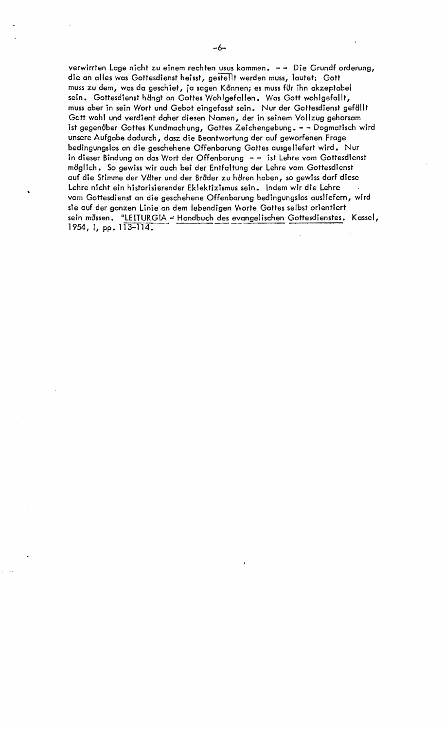verwirrten Lage nicht zu einem rechten usus kommen. -- Die Grundforderung, die an alles was Gottesdienst heisst, gestellt werden muss, lautet: Gott muss zu dem, was da geschiet, ja sagen Können; es muss für ihn akzeptabel sein. Gottesdienst hängt an Gottes Wohlgefallen. Was Gott wohlgefallt, muss aber in sein Wort und Gebot eingefasst sein. Nur der Gottesdienst gefällt Gott wohl und verdient daher diesen Namen, der in seinem Vollzug gehorsam ist gegenüber Gottes Kundmachung, Gottes Zeichengebung. -- Dogmatisch wird unsere Aufgabe dadurch, dasz die Beantwortung der auf geworfenen Frage bedingungslos an die geschehene Offenbarung Gottes ausgeliefert wird. Nur in dieser Bindung an das Wort der Offenbarung -- ist Lehre vom Gottesdienst möglich. So gewiss wir auch bei der Entfaltung der Lehre vom Gottesdienst auf die Stimme der Väter und der Brüder zu hören haben, so gewiss darf diese Lehre nicht ein historisierender Eklektizismus sein. Indem wir die Lehre vom Gottesdienst an die geschehene Offenbarung bedingungslos ausliefern, wird sie auf der ganzen Linie an dem lebendigen Worte Gottes selbst orientiert sein müssen. "LEITURGIA - Handbuch des evangelischen Gottesdienstes. Kassel, 1954, I, pp. 113-114.